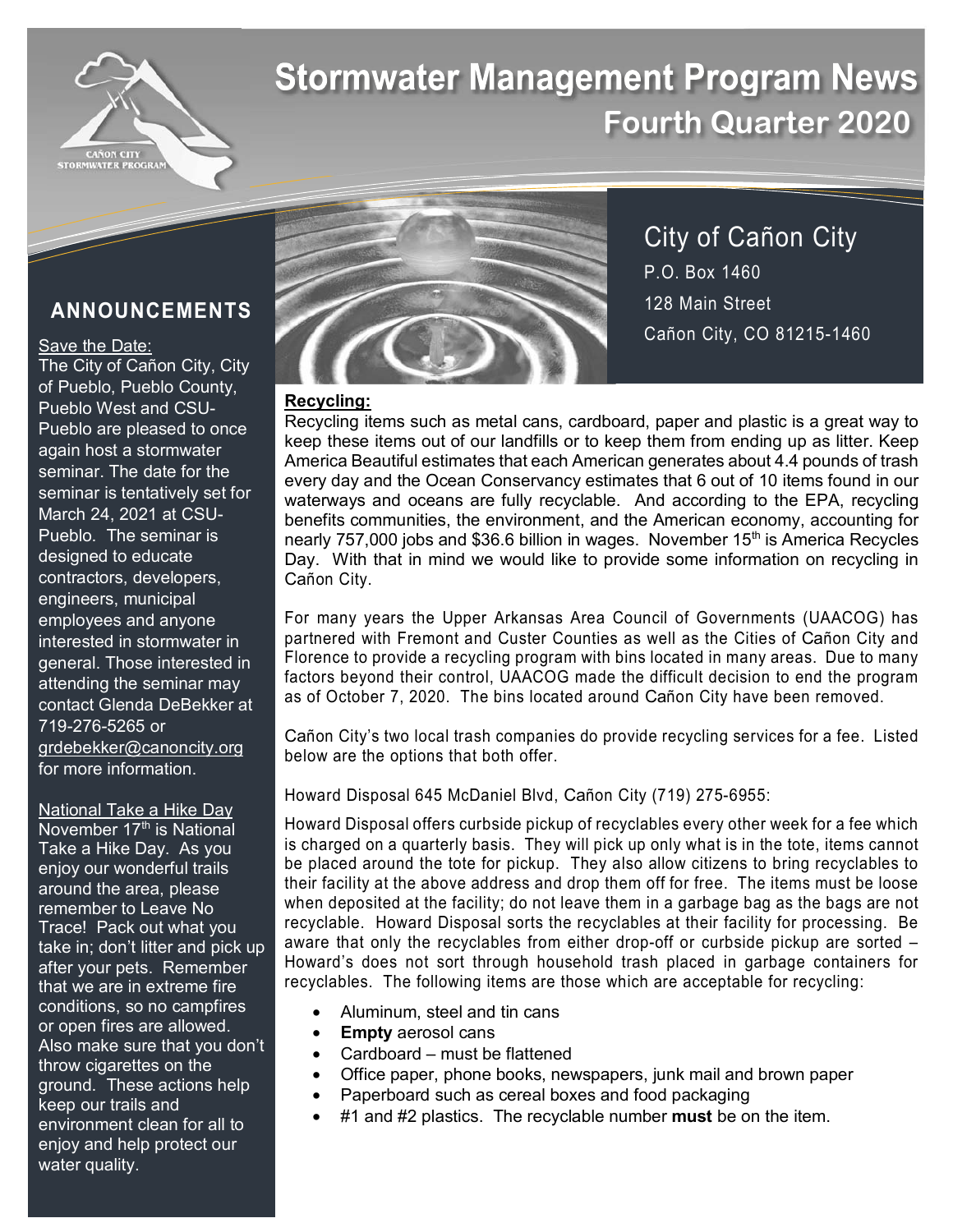# Stormwater Management Program News

## Fourth Quarter 2020

CAÑON CITY STORMWATER PROGRAM

City of Cañon City
P.O. Box 1460
128 Main Street
Cañon City, CO 81215-1460

## ANNOUNCEMENTS

Save the Date:
The City of Cañon City, City of Pueblo, Pueblo County, Pueblo West and CSU-Pueblo are pleased to once again host a stormwater seminar. The date for the seminar is tentatively set for March 24, 2021 at CSU-Pueblo. The seminar is designed to educate contractors, developers, engineers, municipal employees and anyone interested in stormwater in general. Those interested in attending the seminar may contact Glenda DeBekker at 719-276-5265 or grdebekker@canoncity.org for more information.

National Take a Hike Day
November 17th is National Take a Hike Day. As you enjoy our wonderful trails around the area, please remember to Leave No Trace! Pack out what you take in; don't litter and pick up after your pets. Remember that we are in extreme fire conditions, so no campfires or open fires are allowed. Also make sure that you don't throw cigarettes on the ground. These actions help keep our trails and environment clean for all to enjoy and help protect our water quality.

**Recycling:**

Recycling items such as metal cans, cardboard, paper and plastic is a great way to keep these items out of our landfills or to keep them from ending up as litter. Keep America Beautiful estimates that each American generates about 4.4 pounds of trash every day and the Ocean Conservancy estimates that 6 out of 10 items found in our waterways and oceans are fully recyclable. And according to the EPA, recycling benefits communities, the environment, and the American economy, accounting for nearly 757,000 jobs and $36.6 billion in wages. November 15th is America Recycles Day. With that in mind we would like to provide some information on recycling in Cañon City.

For many years the Upper Arkansas Area Council of Governments (UAACOG) has partnered with Fremont and Custer Counties as well as the Cities of Cañon City and Florence to provide a recycling program with bins located in many areas. Due to many factors beyond their control, UAACOG made the difficult decision to end the program as of October 7, 2020. The bins located around Cañon City have been removed.

Cañon City's two local trash companies do provide recycling services for a fee. Listed below are the options that both offer.

Howard Disposal 645 McDaniel Blvd, Cañon City (719) 275-6955:

Howard Disposal offers curbside pickup of recyclables every other week for a fee which is charged on a quarterly basis. They will pick up only what is in the tote, items cannot be placed around the tote for pickup. They also allow citizens to bring recyclables to their facility at the above address and drop them off for free. The items must be loose when deposited at the facility; do not leave them in a garbage bag as the bags are not recyclable. Howard Disposal sorts the recyclables at their facility for processing. Be aware that only the recyclables from either drop-off or curbside pickup are sorted – Howard's does not sort through household trash placed in garbage containers for recyclables. The following items are those which are acceptable for recycling:

- Aluminum, steel and tin cans
- **Empty** aerosol cans
- Cardboard – must be flattened
- Office paper, phone books, newspapers, junk mail and brown paper
- Paperboard such as cereal boxes and food packaging
- #1 and #2 plastics. The recyclable number **must** be on the item.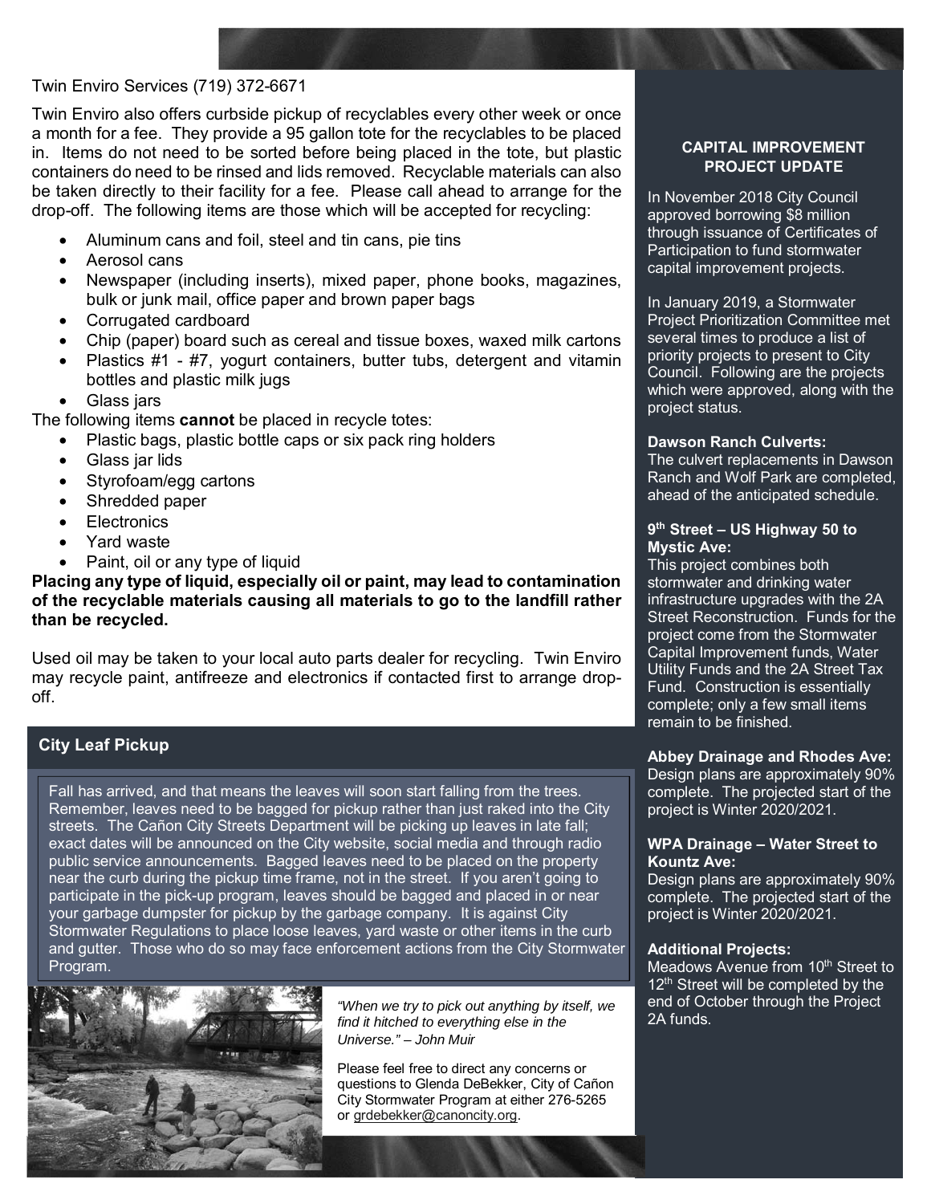Twin Enviro Services (719) 372-6671

Twin Enviro also offers curbside pickup of recyclables every other week or once a month for a fee. They provide a 95 gallon tote for the recyclables to be placed in. Items do not need to be sorted before being placed in the tote, but plastic containers do need to be rinsed and lids removed. Recyclable materials can also be taken directly to their facility for a fee. Please call ahead to arrange for the drop-off. The following items are those which will be accepted for recycling:

- Aluminum cans and foil, steel and tin cans, pie tins
- Aerosol cans
- Newspaper (including inserts), mixed paper, phone books, magazines, bulk or junk mail, office paper and brown paper bags
- Corrugated cardboard
- Chip (paper) board such as cereal and tissue boxes, waxed milk cartons
- Plastics #1 - #7, yogurt containers, butter tubs, detergent and vitamin bottles and plastic milk jugs
- Glass jars

The following items **cannot** be placed in recycle totes:

- Plastic bags, plastic bottle caps or six pack ring holders
- Glass jar lids
- Styrofoam/egg cartons
- Shredded paper
- Electronics
- Yard waste
- Paint, oil or any type of liquid

**Placing any type of liquid, especially oil or paint, may lead to contamination of the recyclable materials causing all materials to go to the landfill rather than be recycled.**

Used oil may be taken to your local auto parts dealer for recycling. Twin Enviro may recycle paint, antifreeze and electronics if contacted first to arrange drop-off.

## City Leaf Pickup

Fall has arrived, and that means the leaves will soon start falling from the trees. Remember, leaves need to be bagged for pickup rather than just raked into the City streets. The Cañon City Streets Department will be picking up leaves in late fall; exact dates will be announced on the City website, social media and through radio public service announcements. Bagged leaves need to be placed on the property near the curb during the pickup time frame, not in the street. If you aren't going to participate in the pick-up program, leaves should be bagged and placed in or near your garbage dumpster for pickup by the garbage company. It is against City Stormwater Regulations to place loose leaves, yard waste or other items in the curb and gutter. Those who do so may face enforcement actions from the City Stormwater Program.

*"When we try to pick out anything by itself, we find it hitched to everything else in the Universe." – John Muir*

Please feel free to direct any concerns or questions to Glenda DeBekker, City of Cañon City Stormwater Program at either 276-5265 or grdebekker@canoncity.org.

## CAPITAL IMPROVEMENT PROJECT UPDATE

In November 2018 City Council approved borrowing $8 million through issuance of Certificates of Participation to fund stormwater capital improvement projects.

In January 2019, a Stormwater Project Prioritization Committee met several times to produce a list of priority projects to present to City Council. Following are the projects which were approved, along with the project status.

**Dawson Ranch Culverts:**
The culvert replacements in Dawson Ranch and Wolf Park are completed, ahead of the anticipated schedule.

**9th Street – US Highway 50 to Mystic Ave:**
This project combines both stormwater and drinking water infrastructure upgrades with the 2A Street Reconstruction. Funds for the project come from the Stormwater Capital Improvement funds, Water Utility Funds and the 2A Street Tax Fund. Construction is essentially complete; only a few small items remain to be finished.

**Abbey Drainage and Rhodes Ave:**
Design plans are approximately 90% complete. The projected start of the project is Winter 2020/2021.

**WPA Drainage – Water Street to Kountz Ave:**
Design plans are approximately 90% complete. The projected start of the project is Winter 2020/2021.

**Additional Projects:**
Meadows Avenue from 10th Street to 12th Street will be completed by the end of October through the Project 2A funds.